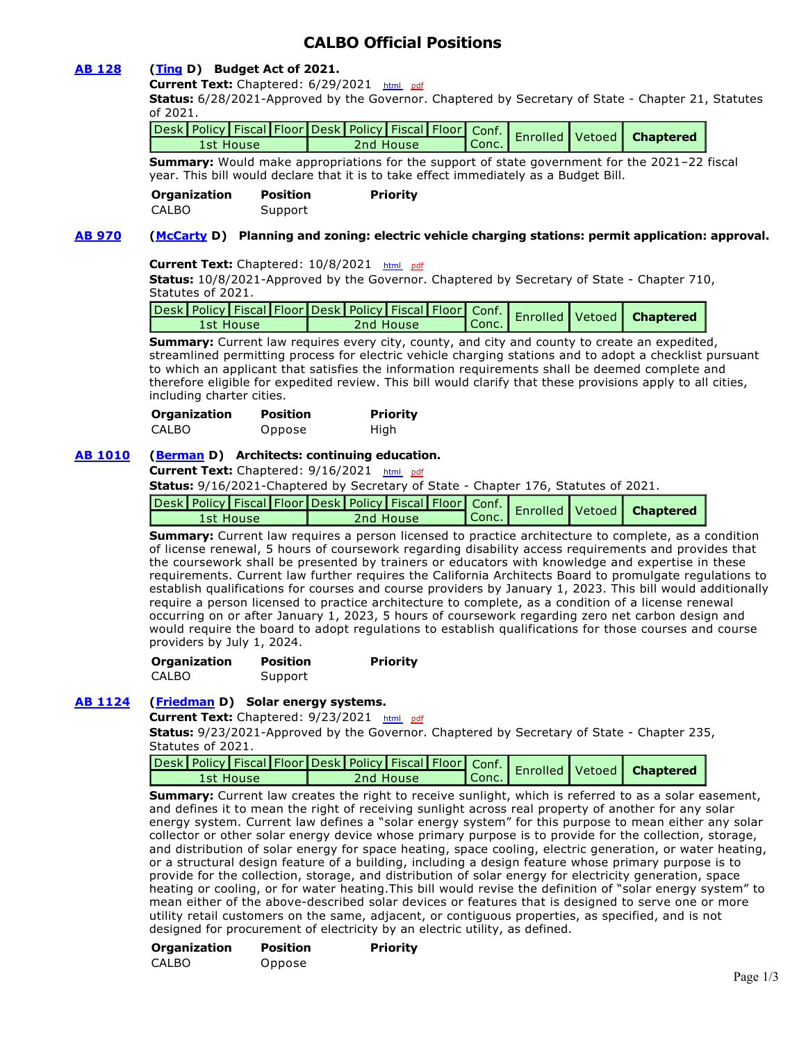# CALBO Official Positions

**AB 128** **(Ting D) Budget Act of 2021.**

**Current Text:** Chaptered: 6/29/2021 html pdf

**Status:** 6/28/2021-Approved by the Governor. Chaptered by Secretary of State - Chapter 21, Statutes of 2021.

| Desk | Policy | Fiscal | Floor | Desk | Policy | Fiscal | Floor | Conf. Conc. | Enrolled | Vetoed | Chaptered |
|---|---|---|---|---|---|---|---|---|---|---|---|
| 1st House | | | | 2nd House | | | | | | | |

**Summary:** Would make appropriations for the support of state government for the 2021–22 fiscal year. This bill would declare that it is to take effect immediately as a Budget Bill.

| Organization | Position | Priority |
|---|---|---|
| CALBO | Support | |

**AB 970** **(McCarty D) Planning and zoning: electric vehicle charging stations: permit application: approval.**

**Current Text:** Chaptered: 10/8/2021 html pdf

**Status:** 10/8/2021-Approved by the Governor. Chaptered by Secretary of State - Chapter 710, Statutes of 2021.

| Desk | Policy | Fiscal | Floor | Desk | Policy | Fiscal | Floor | Conf. Conc. | Enrolled | Vetoed | Chaptered |
|---|---|---|---|---|---|---|---|---|---|---|---|
| 1st House | | | | 2nd House | | | | | | | |

**Summary:** Current law requires every city, county, and city and county to create an expedited, streamlined permitting process for electric vehicle charging stations and to adopt a checklist pursuant to which an applicant that satisfies the information requirements shall be deemed complete and therefore eligible for expedited review. This bill would clarify that these provisions apply to all cities, including charter cities.

| Organization | Position | Priority |
|---|---|---|
| CALBO | Oppose | High |

**AB 1010** **(Berman D) Architects: continuing education.**

**Current Text:** Chaptered: 9/16/2021 html pdf

**Status:** 9/16/2021-Chaptered by Secretary of State - Chapter 176, Statutes of 2021.

| Desk | Policy | Fiscal | Floor | Desk | Policy | Fiscal | Floor | Conf. Conc. | Enrolled | Vetoed | Chaptered |
|---|---|---|---|---|---|---|---|---|---|---|---|
| 1st House | | | | 2nd House | | | | | | | |

**Summary:** Current law requires a person licensed to practice architecture to complete, as a condition of license renewal, 5 hours of coursework regarding disability access requirements and provides that the coursework shall be presented by trainers or educators with knowledge and expertise in these requirements. Current law further requires the California Architects Board to promulgate regulations to establish qualifications for courses and course providers by January 1, 2023. This bill would additionally require a person licensed to practice architecture to complete, as a condition of a license renewal occurring on or after January 1, 2023, 5 hours of coursework regarding zero net carbon design and would require the board to adopt regulations to establish qualifications for those courses and course providers by July 1, 2024.

| Organization | Position | Priority |
|---|---|---|
| CALBO | Support | |

**AB 1124** **(Friedman D) Solar energy systems.**

**Current Text:** Chaptered: 9/23/2021 html pdf

**Status:** 9/23/2021-Approved by the Governor. Chaptered by Secretary of State - Chapter 235, Statutes of 2021.

| Desk | Policy | Fiscal | Floor | Desk | Policy | Fiscal | Floor | Conf. Conc. | Enrolled | Vetoed | Chaptered |
|---|---|---|---|---|---|---|---|---|---|---|---|
| 1st House | | | | 2nd House | | | | | | | |

**Summary:** Current law creates the right to receive sunlight, which is referred to as a solar easement, and defines it to mean the right of receiving sunlight across real property of another for any solar energy system. Current law defines a "solar energy system" for this purpose to mean either any solar collector or other solar energy device whose primary purpose is to provide for the collection, storage, and distribution of solar energy for space heating, space cooling, electric generation, or water heating, or a structural design feature of a building, including a design feature whose primary purpose is to provide for the collection, storage, and distribution of solar energy for electricity generation, space heating or cooling, or for water heating.This bill would revise the definition of "solar energy system" to mean either of the above-described solar devices or features that is designed to serve one or more utility retail customers on the same, adjacent, or contiguous properties, as specified, and is not designed for procurement of electricity by an electric utility, as defined.

| Organization | Position | Priority |
|---|---|---|
| CALBO | Oppose | |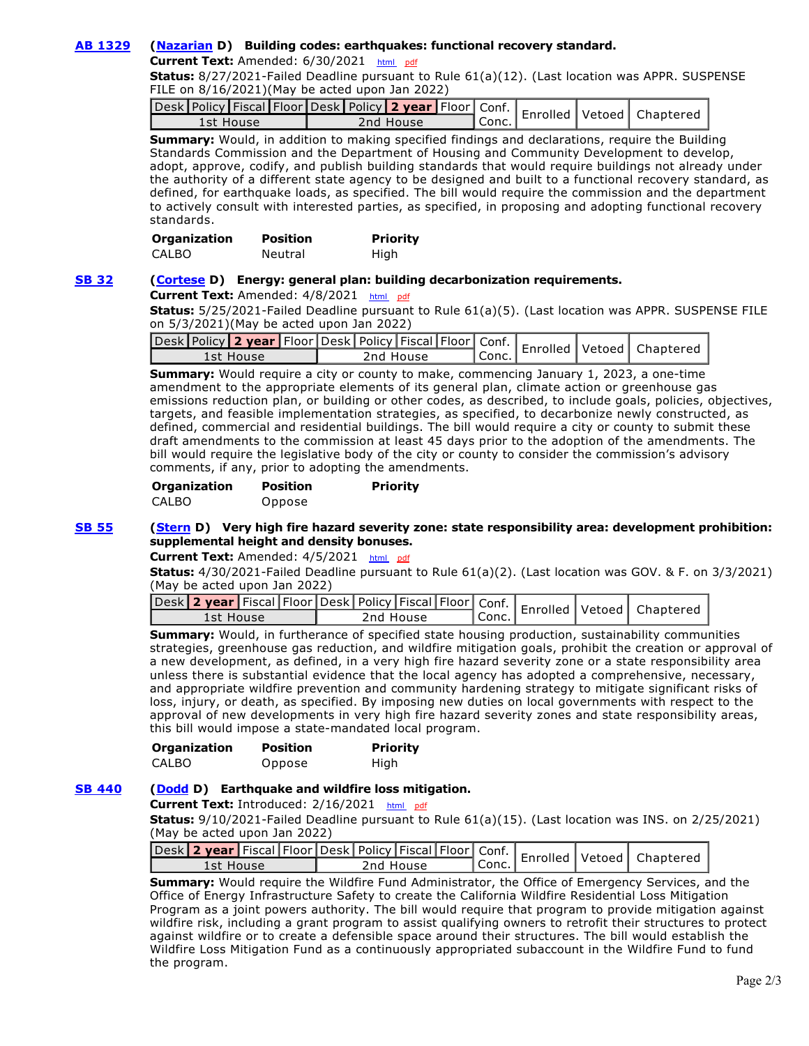**AB 1329** **(Nazarian D) Building codes: earthquakes: functional recovery standard.**

**Current Text:** Amended: 6/30/2021 html pdf

**Status:** 8/27/2021-Failed Deadline pursuant to Rule 61(a)(12). (Last location was APPR. SUSPENSE FILE on 8/16/2021)(May be acted upon Jan 2022)

| Desk | Policy | Fiscal | Floor | Desk | Policy | **2 year** | Floor | Conf. Conc. | Enrolled | Vetoed | Chaptered |
|---|---|---|---|---|---|---|---|---|---|---|---|
| 1st House | | | | 2nd House | | | | | | | |

**Summary:** Would, in addition to making specified findings and declarations, require the Building Standards Commission and the Department of Housing and Community Development to develop, adopt, approve, codify, and publish building standards that would require buildings not already under the authority of a different state agency to be designed and built to a functional recovery standard, as defined, for earthquake loads, as specified. The bill would require the commission and the department to actively consult with interested parties, as specified, in proposing and adopting functional recovery standards.

| Organization | Position | Priority |
|---|---|---|
| CALBO | Neutral | High |

**SB 32** **(Cortese D) Energy: general plan: building decarbonization requirements.**

**Current Text:** Amended: 4/8/2021 html pdf

**Status:** 5/25/2021-Failed Deadline pursuant to Rule 61(a)(5). (Last location was APPR. SUSPENSE FILE on 5/3/2021)(May be acted upon Jan 2022)

| Desk | Policy | **2 year** | Floor | Desk | Policy | Fiscal | Floor | Conf. Conc. | Enrolled | Vetoed | Chaptered |
|---|---|---|---|---|---|---|---|---|---|---|---|
| 1st House | | | | 2nd House | | | | | | | |

**Summary:** Would require a city or county to make, commencing January 1, 2023, a one-time amendment to the appropriate elements of its general plan, climate action or greenhouse gas emissions reduction plan, or building or other codes, as described, to include goals, policies, objectives, targets, and feasible implementation strategies, as specified, to decarbonize newly constructed, as defined, commercial and residential buildings. The bill would require a city or county to submit these draft amendments to the commission at least 45 days prior to the adoption of the amendments. The bill would require the legislative body of the city or county to consider the commission's advisory comments, if any, prior to adopting the amendments.

| Organization | Position | Priority |
|---|---|---|
| CALBO | Oppose | |

**SB 55** **(Stern D) Very high fire hazard severity zone: state responsibility area: development prohibition: supplemental height and density bonuses.**

**Current Text:** Amended: 4/5/2021 html pdf

**Status:** 4/30/2021-Failed Deadline pursuant to Rule 61(a)(2). (Last location was GOV. & F. on 3/3/2021)(May be acted upon Jan 2022)

| Desk | **2 year** | Fiscal | Floor | Desk | Policy | Fiscal | Floor | Conf. Conc. | Enrolled | Vetoed | Chaptered |
|---|---|---|---|---|---|---|---|---|---|---|---|
| 1st House | | | | 2nd House | | | | | | | |

**Summary:** Would, in furtherance of specified state housing production, sustainability communities strategies, greenhouse gas reduction, and wildfire mitigation goals, prohibit the creation or approval of a new development, as defined, in a very high fire hazard severity zone or a state responsibility area unless there is substantial evidence that the local agency has adopted a comprehensive, necessary, and appropriate wildfire prevention and community hardening strategy to mitigate significant risks of loss, injury, or death, as specified. By imposing new duties on local governments with respect to the approval of new developments in very high fire hazard severity zones and state responsibility areas, this bill would impose a state-mandated local program.

| Organization | Position | Priority |
|---|---|---|
| CALBO | Oppose | High |

**SB 440** **(Dodd D) Earthquake and wildfire loss mitigation.**

**Current Text:** Introduced: 2/16/2021 html pdf

**Status:** 9/10/2021-Failed Deadline pursuant to Rule 61(a)(15). (Last location was INS. on 2/25/2021)(May be acted upon Jan 2022)

| Desk | **2 year** | Fiscal | Floor | Desk | Policy | Fiscal | Floor | Conf. Conc. | Enrolled | Vetoed | Chaptered |
|---|---|---|---|---|---|---|---|---|---|---|---|
| 1st House | | | | 2nd House | | | | | | | |

**Summary:** Would require the Wildfire Fund Administrator, the Office of Emergency Services, and the Office of Energy Infrastructure Safety to create the California Wildfire Residential Loss Mitigation Program as a joint powers authority. The bill would require that program to provide mitigation against wildfire risk, including a grant program to assist qualifying owners to retrofit their structures to protect against wildfire or to create a defensible space around their structures. The bill would establish the Wildfire Loss Mitigation Fund as a continuously appropriated subaccount in the Wildfire Fund to fund the program.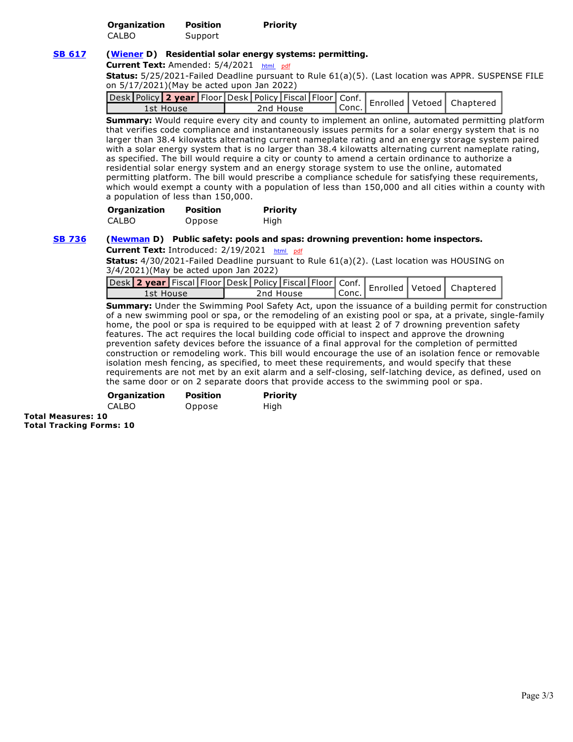| Organization | Position | Priority |
|---|---|---|
| CALBO | Support | |

**SB 617** **(Wiener D) Residential solar energy systems: permitting.**

**Current Text:** Amended: 5/4/2021 html pdf

**Status:** 5/25/2021-Failed Deadline pursuant to Rule 61(a)(5). (Last location was APPR. SUSPENSE FILE on 5/17/2021)(May be acted upon Jan 2022)

| Desk | Policy | 2 year | Floor | Desk | Policy | Fiscal | Floor | Conf. Conc. | Enrolled | Vetoed | Chaptered |
|---|---|---|---|---|---|---|---|---|---|---|---|
| 1st House | | | | 2nd House | | | | | | | |

**Summary:** Would require every city and county to implement an online, automated permitting platform that verifies code compliance and instantaneously issues permits for a solar energy system that is no larger than 38.4 kilowatts alternating current nameplate rating and an energy storage system paired with a solar energy system that is no larger than 38.4 kilowatts alternating current nameplate rating, as specified. The bill would require a city or county to amend a certain ordinance to authorize a residential solar energy system and an energy storage system to use the online, automated permitting platform. The bill would prescribe a compliance schedule for satisfying these requirements, which would exempt a county with a population of less than 150,000 and all cities within a county with a population of less than 150,000.

| Organization | Position | Priority |
|---|---|---|
| CALBO | Oppose | High |

**SB 736** **(Newman D) Public safety: pools and spas: drowning prevention: home inspectors.**

**Current Text:** Introduced: 2/19/2021 html pdf

**Status:** 4/30/2021-Failed Deadline pursuant to Rule 61(a)(2). (Last location was HOUSING on 3/4/2021)(May be acted upon Jan 2022)

| Desk | 2 year | Fiscal | Floor | Desk | Policy | Fiscal | Floor | Conf. Conc. | Enrolled | Vetoed | Chaptered |
|---|---|---|---|---|---|---|---|---|---|---|---|
| 1st House | | | | 2nd House | | | | | | | |

**Summary:** Under the Swimming Pool Safety Act, upon the issuance of a building permit for construction of a new swimming pool or spa, or the remodeling of an existing pool or spa, at a private, single-family home, the pool or spa is required to be equipped with at least 2 of 7 drowning prevention safety features. The act requires the local building code official to inspect and approve the drowning prevention safety devices before the issuance of a final approval for the completion of permitted construction or remodeling work. This bill would encourage the use of an isolation fence or removable isolation mesh fencing, as specified, to meet these requirements, and would specify that these requirements are not met by an exit alarm and a self-closing, self-latching device, as defined, used on the same door or on 2 separate doors that provide access to the swimming pool or spa.

| Organization | Position | Priority |
|---|---|---|
| CALBO | Oppose | High |

**Total Measures: 10**
**Total Tracking Forms: 10**